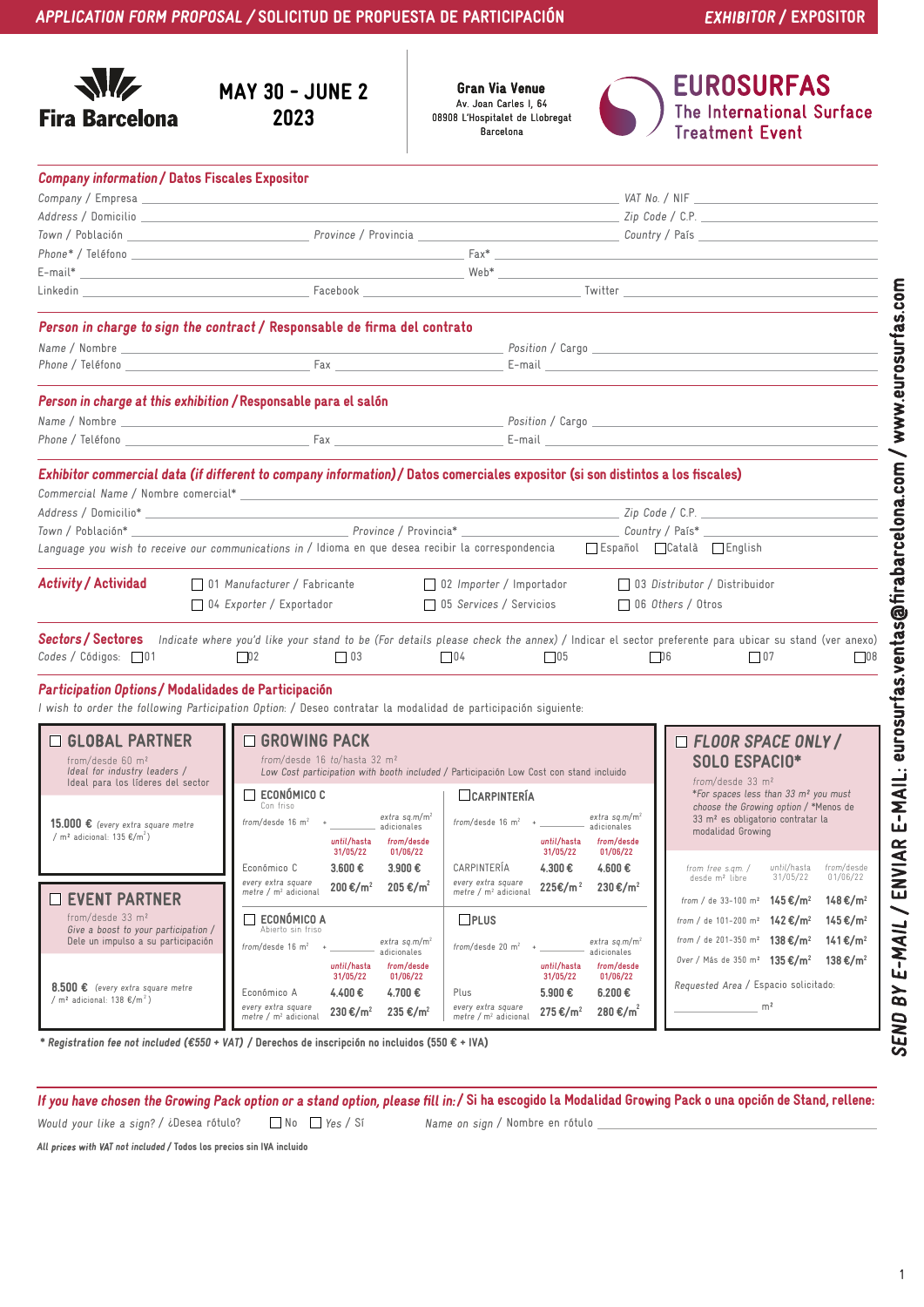**APPLICATION FORM PROPOSAL / SOLICITUD DE PROPUESTA DE PARTICIPACIÓN** — **EXHIBITOR / EXPOSITOR**

**Fira Barcelona**

# MAY 30 - JUNE 2 2023

**Gran Via Venue**
Av. Joan Carles I, 64
08908 L'Hospitalet de Llobregat
Barcelona

**EUROSURFAS**
The International Surface Treatment Event

## *Company information* / Datos Fiscales Expositor

Company / Empresa ______ VAT No. / NIF ______
Address / Domicilio ______ Zip Code / C.P. ______
Town / Población ______ Province / Provincia ______ Country / País ______
Phone* / Teléfono ______ Fax* ______
E-mail* ______ Web* ______
Linkedin ______ Facebook ______ Twitter ______

## *Person in charge to sign the contract* / Responsable de firma del contrato

Name / Nombre ______ Position / Cargo ______
Phone / Teléfono ______ Fax ______ E-mail ______

## *Person in charge at this exhibition* / Responsable para el salón

Name / Nombre ______ Position / Cargo ______
Phone / Teléfono ______ Fax ______ E-mail ______

## *Exhibitor commercial data (if different to company information)* / Datos comerciales expositor (si son distintos a los fiscales)

Commercial Name / Nombre comercial* ______
Address / Domicilio* ______ Zip Code / C.P. ______
Town / Población* ______ Province / Provincia* ______ Country / País* ______
Language you wish to receive our communications in / Idioma en que desea recibir la correspondencia ☐ Español ☐ Català ☐ English

## *Activity* / Actividad

☐ 01 Manufacturer / Fabricante ☐ 02 Importer / Importador ☐ 03 Distributor / Distribuidor
☐ 04 Exporter / Exportador ☐ 05 Services / Servicios ☐ 06 Others / Otros

## *Sectors* / Sectores

*Indicate where you'd like your stand to be (For details please check the annex) / Indicar el sector preferente para ubicar su stand (ver anexo)*

Codes / Códigos: ☐01 ☐02 ☐03 ☐04 ☐05 ☐06 ☐07 ☐08

## *Participation Options* / Modalidades de Participación

*I wish to order the following Participation Option: / Deseo contratar la modalidad de participación siguiente:*

### ☐ GLOBAL PARTNER

from/desde 60 m²
*Ideal for industry leaders / Ideal para los líderes del sector*

**15.000 €** (every extra square metre / m² adicional: 135 €/m²)

### ☐ EVENT PARTNER

from/desde 33 m²
*Give a boost to your participation / Dele un impulso a su participación*

**8.500 €** (every extra square metre / m² adicional: 138 €/m²)

### ☐ GROWING PACK

from/desde 16 *to*/hasta 32 m²
*Low Cost participation with booth included / Participación Low Cost con stand incluido*

| Option | | until/hasta 31/05/22 | from/desde 01/06/22 |
|---|---|---|---|
| ☐ ECONÓMICO C (Con friso) — from/desde 16 m² + ______ extra sq.m/m² adicionales | Económico C | 3.600 € | 3.900 € |
| | every extra square metre / m² adicional | 200 €/m² | 205 €/m² |
| ☐ CARPINTERÍA — from/desde 16 m² + ______ extra sq.m/m² adicionales | CARPINTERÍA | 4.300 € | 4.600 € |
| | every extra square metre / m² adicional | 225€/m² | 230 €/m² |
| ☐ ECONÓMICO A (Abierto sin friso) — from/desde 16 m² + ______ extra sq.m/m² adicionales | Económico A | 4.400 € | 4.700 € |
| | every extra square metre / m² adicional | 230 €/m² | 235 €/m² |
| ☐ PLUS — from/desde 20 m² + ______ extra sq.m/m² adicionales | Plus | 5.900 € | 6.200 € |
| | every extra square metre / m² adicional | 275 €/m² | 280 €/m² |

### ☐ FLOOR SPACE ONLY / SOLO ESPACIO*

from/desde 33 m²
*\*For spaces less than 33 m² you must choose the Growing option / \*Menos de 33 m² es obligatorio contratar la modalidad Growing*

| from free sq.m. / desde m² libre | until/hasta 31/05/22 | from/desde 01/06/22 |
|---|---|---|
| from / de 33-100 m² | 145 €/m² | 148 €/m² |
| from / de 101-200 m² | 142 €/m² | 145 €/m² |
| from / de 201-350 m² | 138 €/m² | 141 €/m² |
| Over / Más de 350 m² | 135 €/m² | 138 €/m² |

Requested Area / Espacio solicitado: ______ m²

***\* Registration fee not included (€550 + VAT)*** / **Derechos de inscripción no incluidos (550 € + IVA)**

## *If you have chosen the Growing Pack option or a stand option, please fill in:* / Si ha escogido la Modalidad Growing Pack o una opción de Stand, rellene:

Would your like a sign? / ¿Desea rótulo? ☐ No ☐ Yes / Sí Name on sign / Nombre en rótulo ______

***All prices with VAT not included*** / **Todos los precios sin IVA incluido**

***SEND BY E-MAIL / ENVIAR E-MAIL: eurosurfas.ventas@firabarcelona.com / www.eurosurfas.com***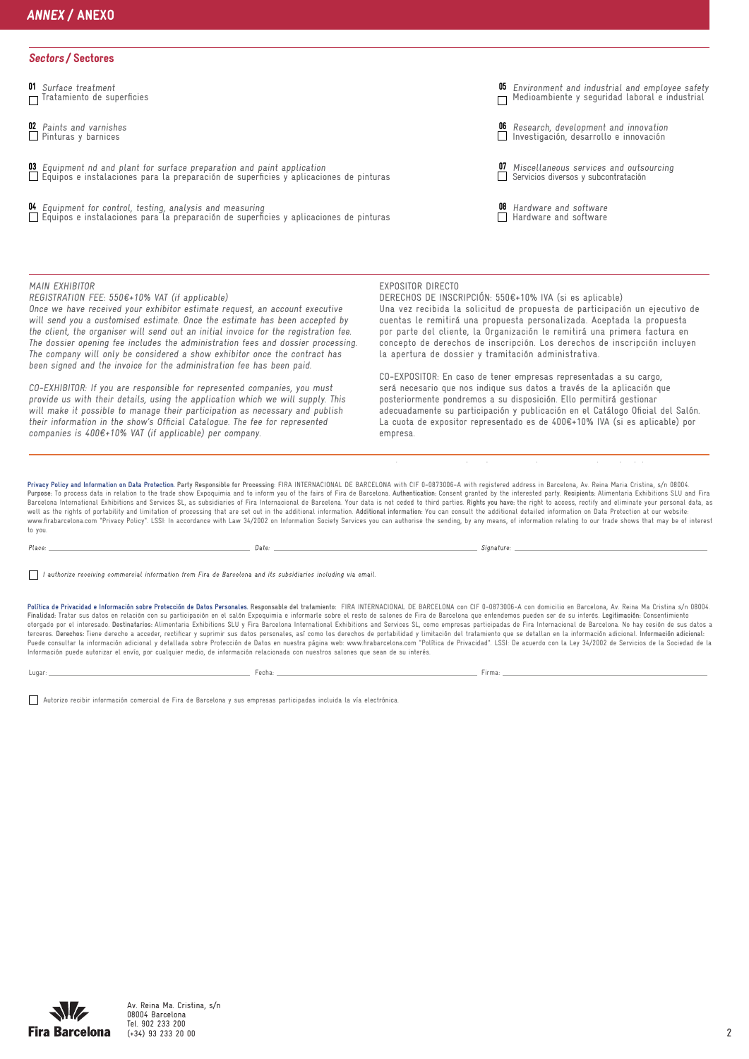# *ANNEX* / ANEXO

## *Sectors* / Sectores

- ☐ **01** *Surface treatment* Tratamiento de superficies
- ☐ **02** *Paints and varnishes* Pinturas y barnices
- ☐ **03** *Equipment nd and plant for surface preparation and paint application* Equipos e instalaciones para la preparación de superficies y aplicaciones de pinturas
- ☐ **04** *Equipment for control, testing, analysis and measuring* Equipos e instalaciones para la preparación de superficies y aplicaciones de pinturas
- ☐ **05** *Environment and industrial and employee safety* Medioambiente y seguridad laboral e industrial
- ☐ **06** *Research, development and innovation* Investigación, desarrollo e innovación
- ☐ **07** *Miscellaneous services and outsourcing* Servicios diversos y subcontratación
- ☐ **08** *Hardware and software* Hardware and software

*MAIN EXHIBITOR*
*REGISTRATION FEE: 550€+10% VAT (if applicable)*
*Once we have received your exhibitor estimate request, an account executive will send you a customised estimate. Once the estimate has been accepted by the client, the organiser will send out an initial invoice for the registration fee. The dossier opening fee includes the administration fees and dossier processing. The company will only be considered a show exhibitor once the contract has been signed and the invoice for the administration fee has been paid.*

*CO-EXHIBITOR: If you are responsible for represented companies, you must provide us with their details, using the application which we will supply. This will make it possible to manage their participation as necessary and publish their information in the show's Official Catalogue. The fee for represented companies is 400€+10% VAT (if applicable) per company.*

EXPOSITOR DIRECTO
DERECHOS DE INSCRIPCIÓN: 550€+10% IVA (si es aplicable)
Una vez recibida la solicitud de propuesta de participación un ejecutivo de cuentas le remitirá una propuesta personalizada. Aceptada la propuesta por parte del cliente, la Organización le remitirá una primera factura en concepto de derechos de inscripción. Los derechos de inscripción incluyen la apertura de dossier y tramitación administrativa.

CO-EXPOSITOR: En caso de tener empresas representadas a su cargo, será necesario que nos indique sus datos a través de la aplicación que posteriormente pondremos a su disposición. Ello permitirá gestionar adecuadamente su participación y publicación en el Catálogo Oficial del Salón. La cuota de expositor representado es de 400€+10% IVA (si es aplicable) por empresa.

**Privacy Policy and Information on Data Protection. Party Responsible for Processing:** FIRA INTERNACIONAL DE BARCELONA with CIF 0-0873006-A with registered address in Barcelona, Av. Reina Maria Cristina, s/n 08004. **Purpose:** To process data in relation to the trade show Expoquimia and to inform you of the fairs of Fira de Barcelona. **Authentication:** Consent granted by the interested party. **Recipients:** Alimentaria Exhibitions SLU and Fira Barcelona International Exhibitions and Services SL, as subsidiaries of Fira Internacional de Barcelona. Your data is not ceded to third parties. **Rights you have:** the right to access, rectify and eliminate your personal data, as well as the rights of portability and limitation of processing that are set out in the additional information. **Additional information:** You can consult the additional detailed information on Data Protection at our website: www.firabarcelona.com "Privacy Policy". LSSI: In accordance with Law 34/2002 on Information Society Services you can authorise the sending, by any means, of information relating to our trade shows that may be of interest to you.

*Place:* ____________ *Date:* ____________ *Signature:* ____________

☐ *I authorize receiving commercial information from Fira de Barcelona and its subsidiaries including via email.*

**Política de Privacidad e Información sobre Protección de Datos Personales. Responsable del tratamiento:** FIRA INTERNACIONAL DE BARCELONA con CIF 0-0873006-A con domicilio en Barcelona, Av. Reina Ma Cristina s/n 08004. **Finalidad:** Tratar sus datos en relación con su participación en el salón Expoquimia e informarle sobre el resto de salones de Fira de Barcelona que entendemos pueden ser de su interés. **Legitimación:** Consentimiento otorgado por el interesado. **Destinatarios:** Alimentaria Exhibitions SLU y Fira Barcelona International Exhibitions and Services SL, como empresas participadas de Fira Internacional de Barcelona. No hay cesión de sus datos a terceros. **Derechos:** Tiene derecho a acceder, rectificar y suprimir sus datos personales, así como los derechos de portabilidad y limitación del tratamiento que se detallan en la información adicional. **Información adicional:** Puede consultar la información adicional y detallada sobre Protección de Datos en nuestra página web: www.firabarcelona.com "Política de Privacidad". LSSI: De acuerdo con la Ley 34/2002 de Servicios de la Sociedad de la Información puede autorizar el envío, por cualquier medio, de información relacionada con nuestros salones que sean de su interés.

Lugar: ____________ Fecha: ____________ Firma: ____________

☐ Autorizo recibir información comercial de Fira de Barcelona y sus empresas participadas incluida la vía electrónica.

**Fira Barcelona**
Av. Reina Ma. Cristina, s/n
08004 Barcelona
Tel. 902 233 200
(+34) 93 233 20 00